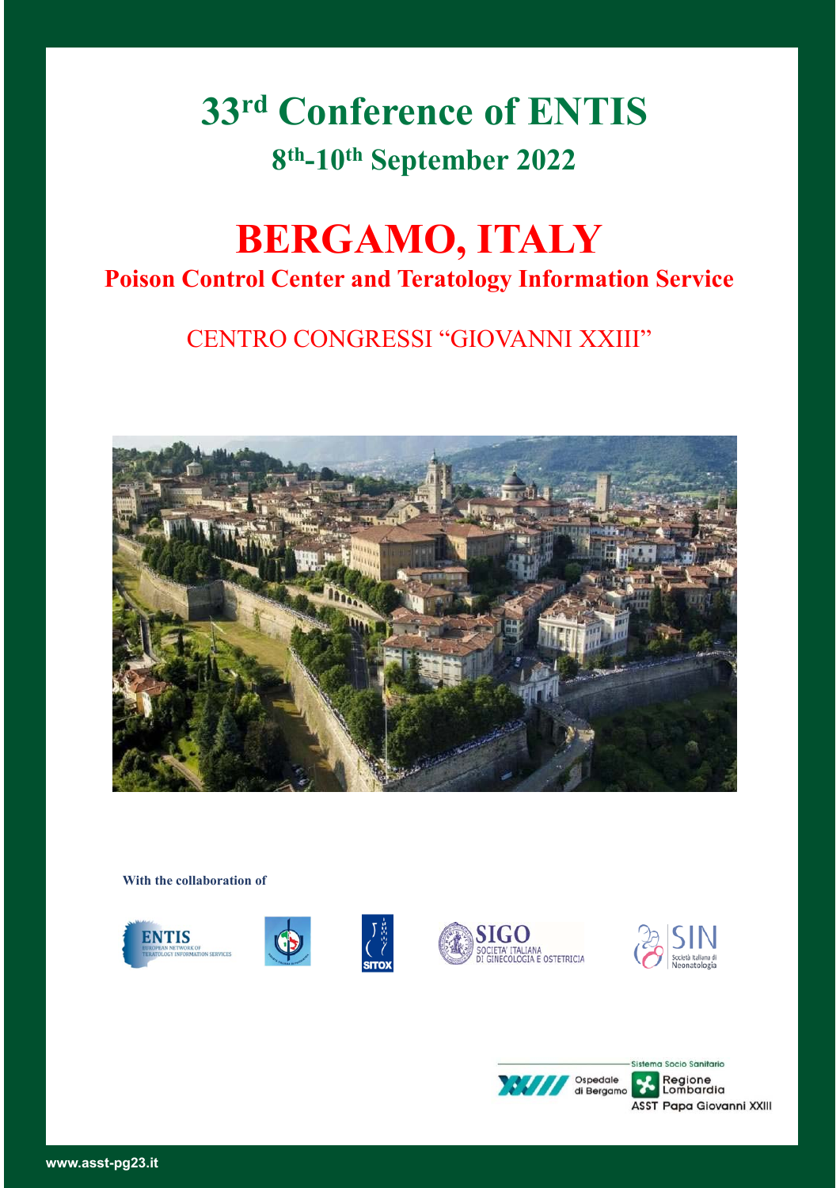# 33rd Conference of ENTIS

## 8th-10th September 2022

# BERGAMO, ITALY

## Poison Control Center and Teratology Information Service

CENTRO CONGRESSI "GIOVANNI XXIII"

**With the collaboration of**

ENTIS European Network of Teratology Information Services

SITOX

SIGO SOCIETA' ITALIANA DI GINECOLOGIA E OSTETRICIA

SIN Società Italiana di Neonatologia

Sistema Socio Sanitario

Ospedale di Bergamo

Regione Lombardia

ASST Papa Giovanni XXIII

www.asst-pg23.it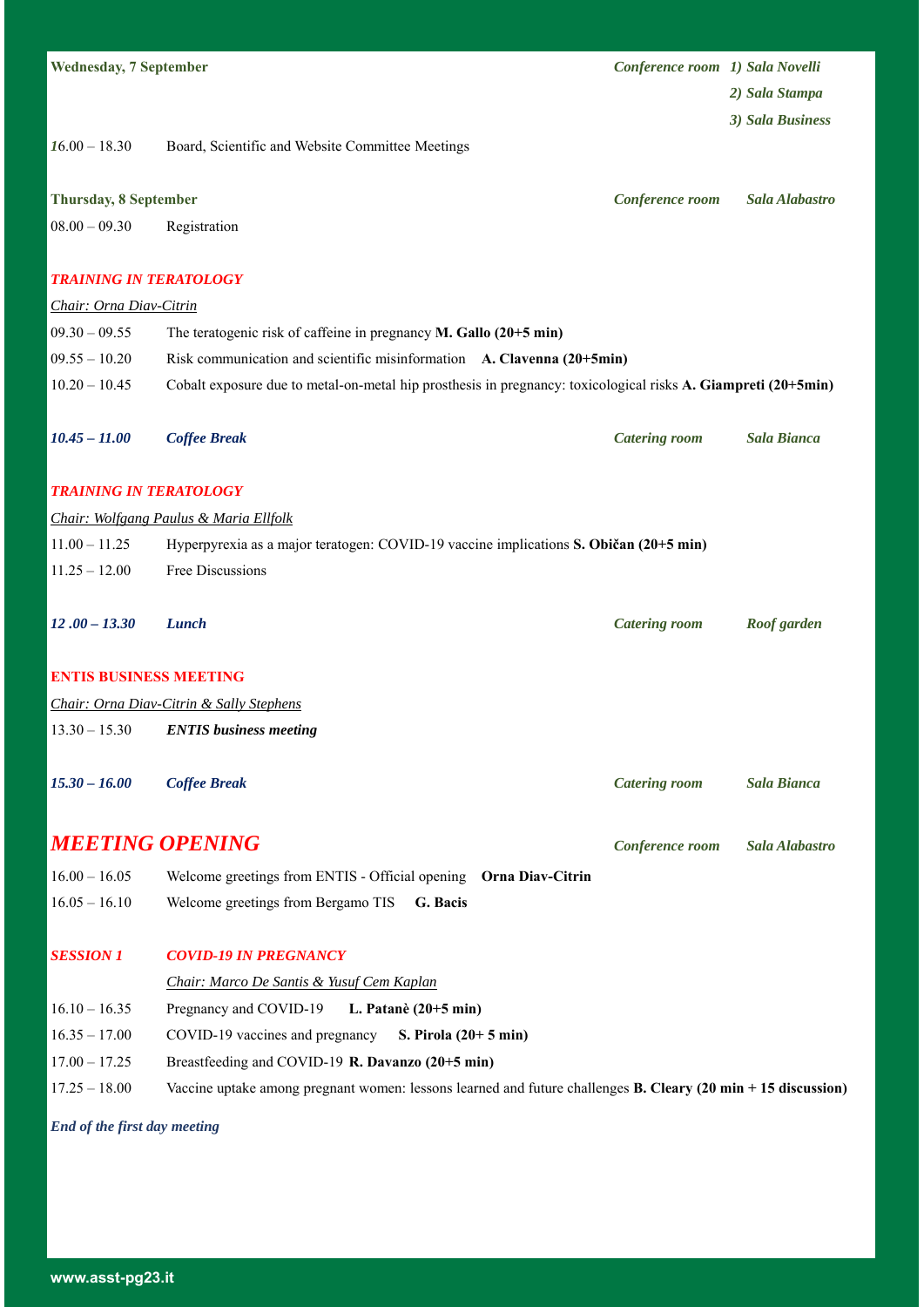**Wednesday, 7 September** — *Conference room* *1) Sala Novelli* *2) Sala Stampa* *3) Sala Business*

16.00 – 18.30 Board, Scientific and Website Committee Meetings

**Thursday, 8 September** — *Conference room* *Sala Alabastro*

08.00 – 09.30 Registration

***TRAINING IN TERATOLOGY***

*Chair: Orna Diav-Citrin*

09.30 – 09.55 The teratogenic risk of caffeine in pregnancy **M. Gallo (20+5 min)**

09.55 – 10.20 Risk communication and scientific misinformation **A. Clavenna (20+5min)**

10.20 – 10.45 Cobalt exposure due to metal-on-metal hip prosthesis in pregnancy: toxicological risks **A. Giampreti (20+5min)**

***10.45 – 11.00*** ***Coffee Break*** — *Catering room* *Sala Bianca*

***TRAINING IN TERATOLOGY***

*Chair: Wolfgang Paulus & Maria Ellfolk*

11.00 – 11.25 Hyperpyrexia as a major teratogen: COVID-19 vaccine implications **S. Običan (20+5 min)**

11.25 – 12.00 Free Discussions

***12 .00 – 13.30*** ***Lunch*** — *Catering room* *Roof garden*

**ENTIS BUSINESS MEETING**

*Chair: Orna Diav-Citrin & Sally Stephens*

13.30 – 15.30 ***ENTIS business meeting***

***15.30 – 16.00*** ***Coffee Break*** — *Catering room* *Sala Bianca*

## *MEETING OPENING*

*Conference room* *Sala Alabastro*

16.00 – 16.05 Welcome greetings from ENTIS - Official opening **Orna Diav-Citrin**

16.05 – 16.10 Welcome greetings from Bergamo TIS **G. Bacis**

***SESSION 1*** ***COVID-19 IN PREGNANCY***

*Chair: Marco De Santis & Yusuf Cem Kaplan*

16.10 – 16.35 Pregnancy and COVID-19 **L. Patanè (20+5 min)**

16.35 – 17.00 COVID-19 vaccines and pregnancy **S. Pirola (20+ 5 min)**

17.00 – 17.25 Breastfeeding and COVID-19 **R. Davanzo (20+5 min)**

17.25 – 18.00 Vaccine uptake among pregnant women: lessons learned and future challenges **B. Cleary (20 min + 15 discussion)**

***End of the first day meeting***

**www.asst-pg23.it**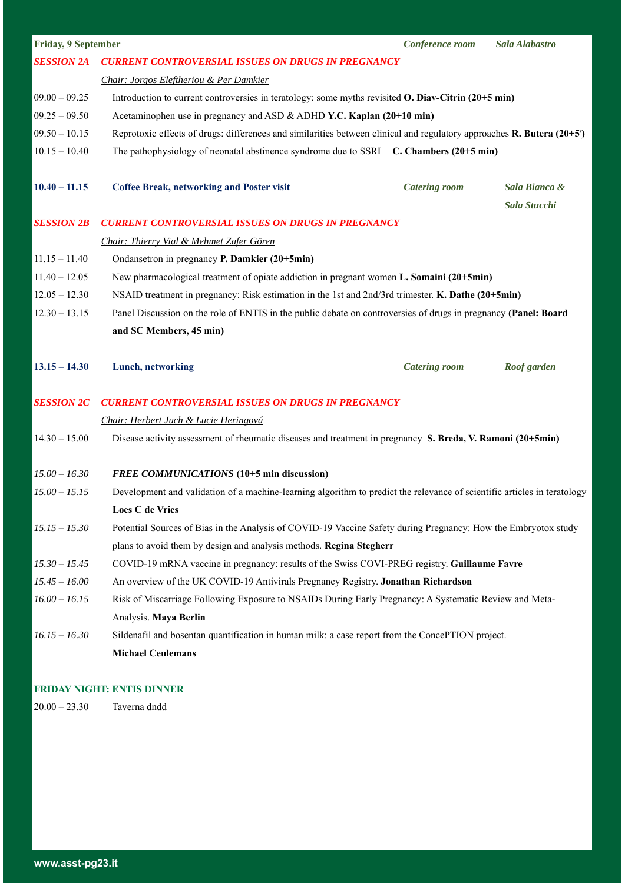**Friday, 9 September** — *Conference room* — *Sala Alabastro*

***SESSION 2A CURRENT CONTROVERSIAL ISSUES ON DRUGS IN PREGNANCY***

*Chair: Jorgos Eleftheriou & Per Damkier*

09.00 – 09.25 Introduction to current controversies in teratology: some myths revisited **O. Diav-Citrin (20+5 min)**

09.25 – 09.50 Acetaminophen use in pregnancy and ASD & ADHD **Y.C. Kaplan (20+10 min)**

09.50 – 10.15 Reprotoxic effects of drugs: differences and similarities between clinical and regulatory approaches **R. Butera (20+5′)**

10.15 – 10.40 The pathophysiology of neonatal abstinence syndrome due to SSRI **C. Chambers (20+5 min)**

**10.40 – 11.15 Coffee Break, networking and Poster visit** — *Catering room* — *Sala Bianca & Sala Stucchi*

***SESSION 2B CURRENT CONTROVERSIAL ISSUES ON DRUGS IN PREGNANCY***

*Chair: Thierry Vial & Mehmet Zafer Gören*

11.15 – 11.40 Ondansetron in pregnancy **P. Damkier (20+5min)**

11.40 – 12.05 New pharmacological treatment of opiate addiction in pregnant women **L. Somaini (20+5min)**

12.05 – 12.30 NSAID treatment in pregnancy: Risk estimation in the 1st and 2nd/3rd trimester. **K. Dathe (20+5min)**

12.30 – 13.15 Panel Discussion on the role of ENTIS in the public debate on controversies of drugs in pregnancy **(Panel: Board and SC Members, 45 min)**

**13.15 – 14.30 Lunch, networking** — *Catering room* — *Roof garden*

***SESSION 2C CURRENT CONTROVERSIAL ISSUES ON DRUGS IN PREGNANCY***

*Chair: Herbert Juch & Lucie Heringová*

14.30 – 15.00 Disease activity assessment of rheumatic diseases and treatment in pregnancy **S. Breda, V. Ramoni (20+5min)**

*15.00 – 16.30* ***FREE COMMUNICATIONS* (10+5 min discussion)**

*15.00 – 15.15* Development and validation of a machine-learning algorithm to predict the relevance of scientific articles in teratology **Loes C de Vries**

*15.15 – 15.30* Potential Sources of Bias in the Analysis of COVID-19 Vaccine Safety during Pregnancy: How the Embryotox study plans to avoid them by design and analysis methods. **Regina Stegherr**

*15.30 – 15.45* COVID-19 mRNA vaccine in pregnancy: results of the Swiss COVI-PREG registry. **Guillaume Favre**

*15.45 – 16.00* An overview of the UK COVID-19 Antivirals Pregnancy Registry. **Jonathan Richardson**

*16.00 – 16.15* Risk of Miscarriage Following Exposure to NSAIDs During Early Pregnancy: A Systematic Review and Meta-Analysis. **Maya Berlin**

*16.15 – 16.30* Sildenafil and bosentan quantification in human milk: a case report from the ConcePTION project. **Michael Ceulemans**

**FRIDAY NIGHT: ENTIS DINNER**

20.00 – 23.30 Taverna dndd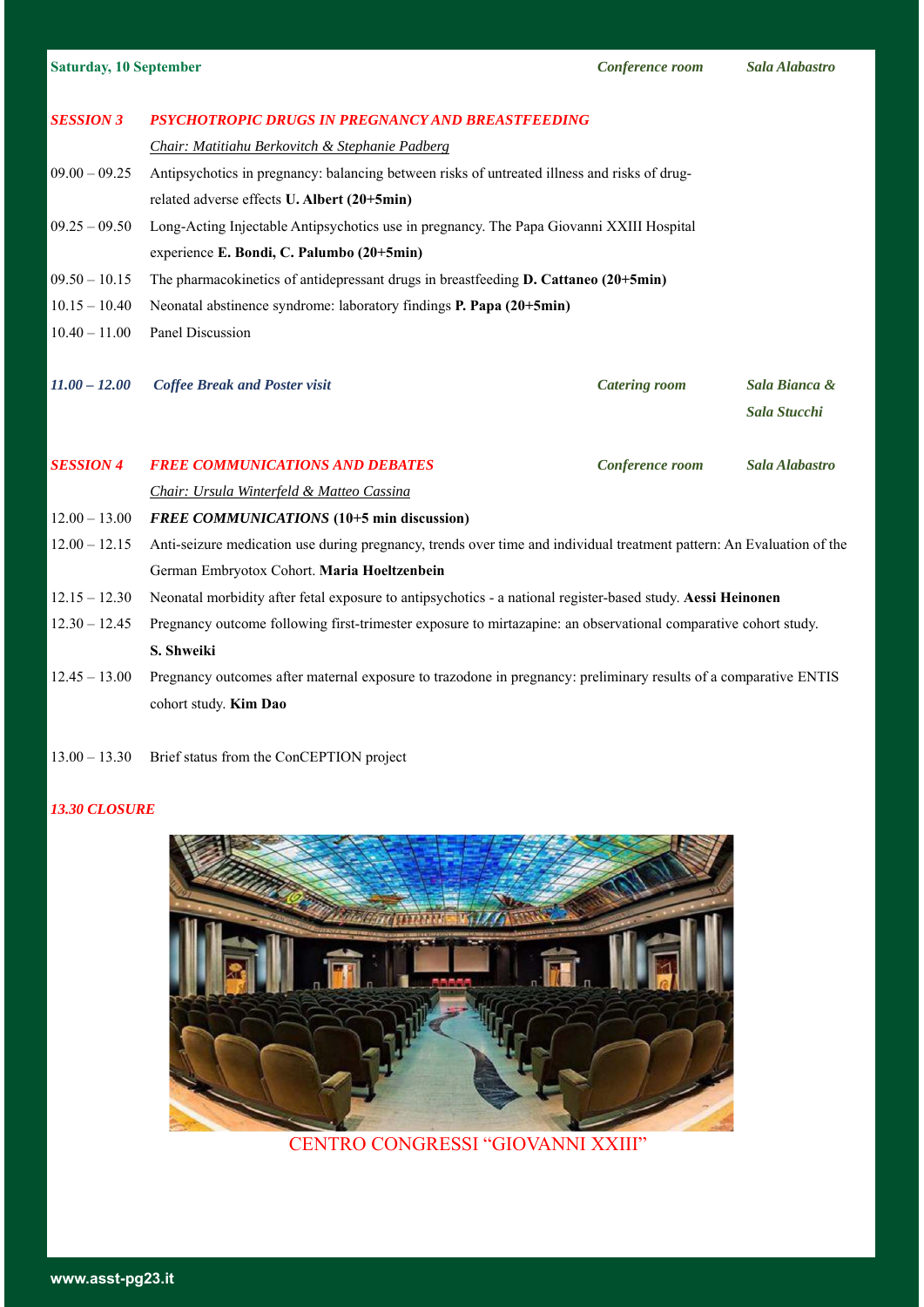**Saturday, 10 September** — *Conference room* — *Sala Alabastro*

## *SESSION 3 — PSYCHOTROPIC DRUGS IN PREGNANCY AND BREASTFEEDING*

*Chair: Matitiahu Berkovitch & Stephanie Padberg*

09.00 – 09.25 Antipsychotics in pregnancy: balancing between risks of untreated illness and risks of drug-related adverse effects **U. Albert (20+5min)**

09.25 – 09.50 Long-Acting Injectable Antipsychotics use in pregnancy. The Papa Giovanni XXIII Hospital experience **E. Bondi, C. Palumbo (20+5min)**

09.50 – 10.15 The pharmacokinetics of antidepressant drugs in breastfeeding **D. Cattaneo (20+5min)**

10.15 – 10.40 Neonatal abstinence syndrome: laboratory findings **P. Papa (20+5min)**

10.40 – 11.00 Panel Discussion

***11.00 – 12.00 Coffee Break and Poster visit*** — *Catering room* — *Sala Bianca & Sala Stucchi*

## *SESSION 4 — FREE COMMUNICATIONS AND DEBATES*

*Conference room* — *Sala Alabastro*

*Chair: Ursula Winterfeld & Matteo Cassina*

12.00 – 13.00 ***FREE COMMUNICATIONS* (10+5 min discussion)**

12.00 – 12.15 Anti-seizure medication use during pregnancy, trends over time and individual treatment pattern: An Evaluation of the German Embryotox Cohort. **Maria Hoeltzenbein**

12.15 – 12.30 Neonatal morbidity after fetal exposure to antipsychotics - a national register-based study. **Aessi Heinonen**

12.30 – 12.45 Pregnancy outcome following first-trimester exposure to mirtazapine: an observational comparative cohort study. **S. Shweiki**

12.45 – 13.00 Pregnancy outcomes after maternal exposure to trazodone in pregnancy: preliminary results of a comparative ENTIS cohort study. **Kim Dao**

13.00 – 13.30 Brief status from the ConCEPTION project

***13.30 CLOSURE***

CENTRO CONGRESSI “GIOVANNI XXIII”

www.asst-pg23.it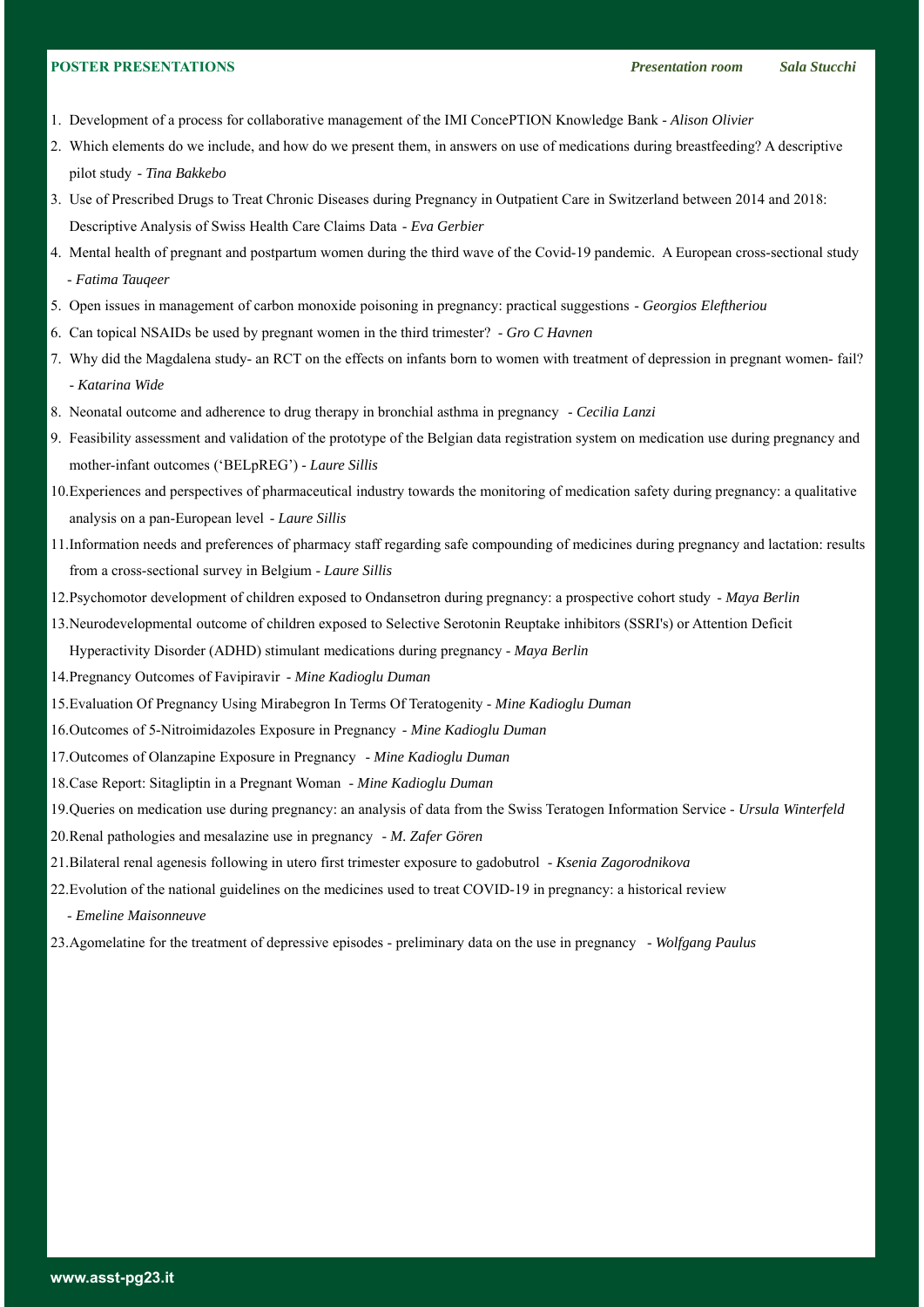**POSTER PRESENTATIONS** *Presentation room* *Sala Stucchi*

1. Development of a process for collaborative management of the IMI ConcePTION Knowledge Bank - *Alison Olivier*
2. Which elements do we include, and how do we present them, in answers on use of medications during breastfeeding? A descriptive pilot study - *Tina Bakkebo*
3. Use of Prescribed Drugs to Treat Chronic Diseases during Pregnancy in Outpatient Care in Switzerland between 2014 and 2018: Descriptive Analysis of Swiss Health Care Claims Data - *Eva Gerbier*
4. Mental health of pregnant and postpartum women during the third wave of the Covid-19 pandemic. A European cross-sectional study - *Fatima Tauqeer*
5. Open issues in management of carbon monoxide poisoning in pregnancy: practical suggestions - *Georgios Eleftheriou*
6. Can topical NSAIDs be used by pregnant women in the third trimester? - *Gro C Havnen*
7. Why did the Magdalena study- an RCT on the effects on infants born to women with treatment of depression in pregnant women- fail? - *Katarina Wide*
8. Neonatal outcome and adherence to drug therapy in bronchial asthma in pregnancy - *Cecilia Lanzi*
9. Feasibility assessment and validation of the prototype of the Belgian data registration system on medication use during pregnancy and mother-infant outcomes ('BELpREG') - *Laure Sillis*
10. Experiences and perspectives of pharmaceutical industry towards the monitoring of medication safety during pregnancy: a qualitative analysis on a pan-European level - *Laure Sillis*
11. Information needs and preferences of pharmacy staff regarding safe compounding of medicines during pregnancy and lactation: results from a cross-sectional survey in Belgium - *Laure Sillis*
12. Psychomotor development of children exposed to Ondansetron during pregnancy: a prospective cohort study - *Maya Berlin*
13. Neurodevelopmental outcome of children exposed to Selective Serotonin Reuptake inhibitors (SSRI's) or Attention Deficit Hyperactivity Disorder (ADHD) stimulant medications during pregnancy - *Maya Berlin*
14. Pregnancy Outcomes of Favipiravir - *Mine Kadioglu Duman*
15. Evaluation Of Pregnancy Using Mirabegron In Terms Of Teratogenity - *Mine Kadioglu Duman*
16. Outcomes of 5-Nitroimidazoles Exposure in Pregnancy - *Mine Kadioglu Duman*
17. Outcomes of Olanzapine Exposure in Pregnancy - *Mine Kadioglu Duman*
18. Case Report: Sitagliptin in a Pregnant Woman - *Mine Kadioglu Duman*
19. Queries on medication use during pregnancy: an analysis of data from the Swiss Teratogen Information Service - *Ursula Winterfeld*
20. Renal pathologies and mesalazine use in pregnancy - *M. Zafer Gören*
21. Bilateral renal agenesis following in utero first trimester exposure to gadobutrol - *Ksenia Zagorodnikova*
22. Evolution of the national guidelines on the medicines used to treat COVID-19 in pregnancy: a historical review - *Emeline Maisonneuve*
23. Agomelatine for the treatment of depressive episodes - preliminary data on the use in pregnancy - *Wolfgang Paulus*

www.asst-pg23.it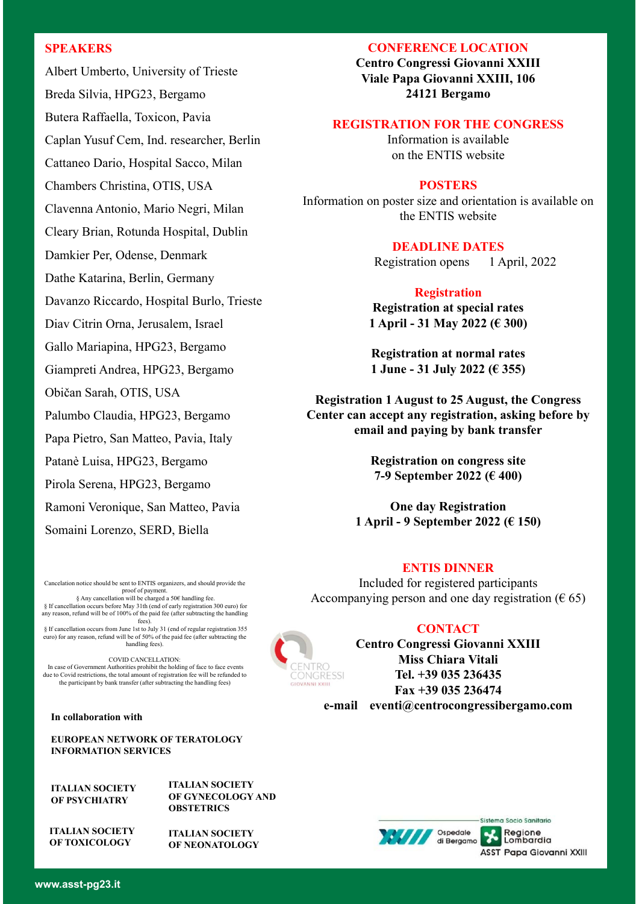## SPEAKERS

Albert Umberto, University of Trieste

Breda Silvia, HPG23, Bergamo

Butera Raffaella, Toxicon, Pavia

Caplan Yusuf Cem, Ind. researcher, Berlin

Cattaneo Dario, Hospital Sacco, Milan

Chambers Christina, OTIS, USA

Clavenna Antonio, Mario Negri, Milan

Cleary Brian, Rotunda Hospital, Dublin

Damkier Per, Odense, Denmark

Dathe Katarina, Berlin, Germany

Davanzo Riccardo, Hospital Burlo, Trieste

Diav Citrin Orna, Jerusalem, Israel

Gallo Mariapina, HPG23, Bergamo

Giampreti Andrea, HPG23, Bergamo

Običan Sarah, OTIS, USA

Palumbo Claudia, HPG23, Bergamo

Papa Pietro, San Matteo, Pavia, Italy

Patanè Luisa, HPG23, Bergamo

Pirola Serena, HPG23, Bergamo

Ramoni Veronique, San Matteo, Pavia

Somaini Lorenzo, SERD, Biella

Cancelation notice should be sent to ENTIS organizers, and should provide the proof of payment.
§ Any cancellation will be charged a 50€ handling fee.
§ If cancellation occurs before May 31th (end of early registration 300 euro) for any reason, refund will be of 100% of the paid fee (after subtracting the handling fees).
§ If cancellation occurs from June 1st to July 31 (end of regular registration 355 euro) for any reason, refund will be of 50% of the paid fee (after subtracting the handling fees).

COVID CANCELLATION:
In case of Government Authorities prohibit the holding of face to face events due to Covid restrictions, the total amount of registration fee will be refunded to the participant by bank transfer (after subtracting the handling fees)

**In collaboration with**

**EUROPEAN NETWORK OF TERATOLOGY INFORMATION SERVICES**

**ITALIAN SOCIETY OF PSYCHIATRY**

**ITALIAN SOCIETY OF GYNECOLOGY AND OBSTETRICS**

**ITALIAN SOCIETY OF TOXICOLOGY**

**ITALIAN SOCIETY OF NEONATOLOGY**

## CONFERENCE LOCATION

**Centro Congressi Giovanni XXIII**
**Viale Papa Giovanni XXIII, 106**
**24121 Bergamo**

## REGISTRATION FOR THE CONGRESS

Information is available on the ENTIS website

## POSTERS

Information on poster size and orientation is available on the ENTIS website

## DEADLINE DATES

Registration opens 1 April, 2022

## Registration

**Registration at special rates**
**1 April - 31 May 2022 (€ 300)**

**Registration at normal rates**
**1 June - 31 July 2022 (€ 355)**

**Registration 1 August to 25 August, the Congress Center can accept any registration, asking before by email and paying by bank transfer**

**Registration on congress site**
**7-9 September 2022 (€ 400)**

**One day Registration**
**1 April - 9 September 2022 (€ 150)**

## ENTIS DINNER

Included for registered participants
Accompanying person and one day registration (€ 65)

## CONTACT

**Centro Congressi Giovanni XXIII**
**Miss Chiara Vitali**
**Tel. +39 035 236435**
**Fax +39 035 236474**
**e-mail eventi@centrocongressibergamo.com**

CENTRO CONGRESSI GIOVANNI XXIII

Ospedale di Bergamo — Sistema Socio Sanitario Regione Lombardia — ASST Papa Giovanni XXIII

www.asst-pg23.it